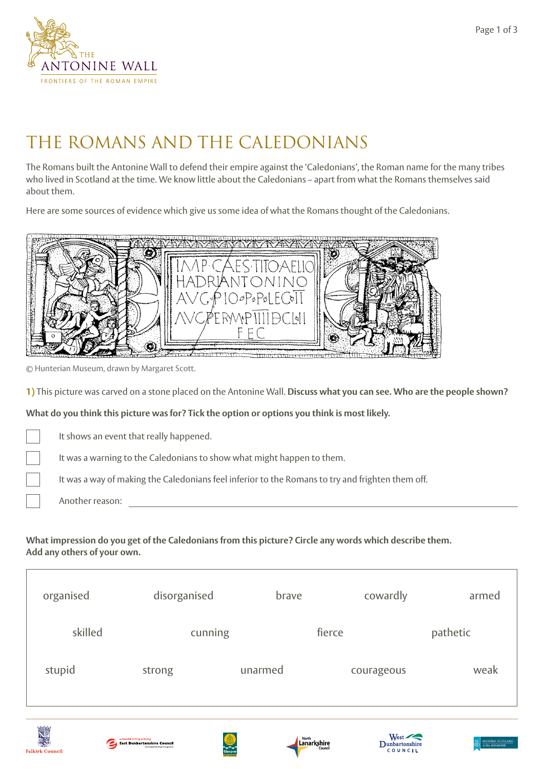# THE ROMANS AND THE CALEDONIANS

The Romans built the Antonine Wall to defend their empire against the 'Caledonians', the Roman name for the many tribes who lived in Scotland at the time. We know little about the Caledonians – apart from what the Romans themselves said about them.

Here are some sources of evidence which give us some idea of what the Romans thought of the Caledonians.

© Hunterian Museum, drawn by Margaret Scott.

**1)** This picture was carved on a stone placed on the Antonine Wall. **Discuss what you can see. Who are the people shown?**

**What do you think this picture was for? Tick the option or options you think is most likely.**

- [ ] It shows an event that really happened.
- [ ] It was a warning to the Caledonians to show what might happen to them.
- [ ] It was a way of making the Caledonians feel inferior to the Romans to try and frighten them off.
- [ ] Another reason: ______________________________

**What impression do you get of the Caledonians from this picture? Circle any words which describe them. Add any others of your own.**

| | | | | |
|---|---|---|---|---|
| organised | disorganised | brave | cowardly | armed |
| skilled | cunning | fierce | pathetic | |
| stupid | strong | unarmed | courageous | weak |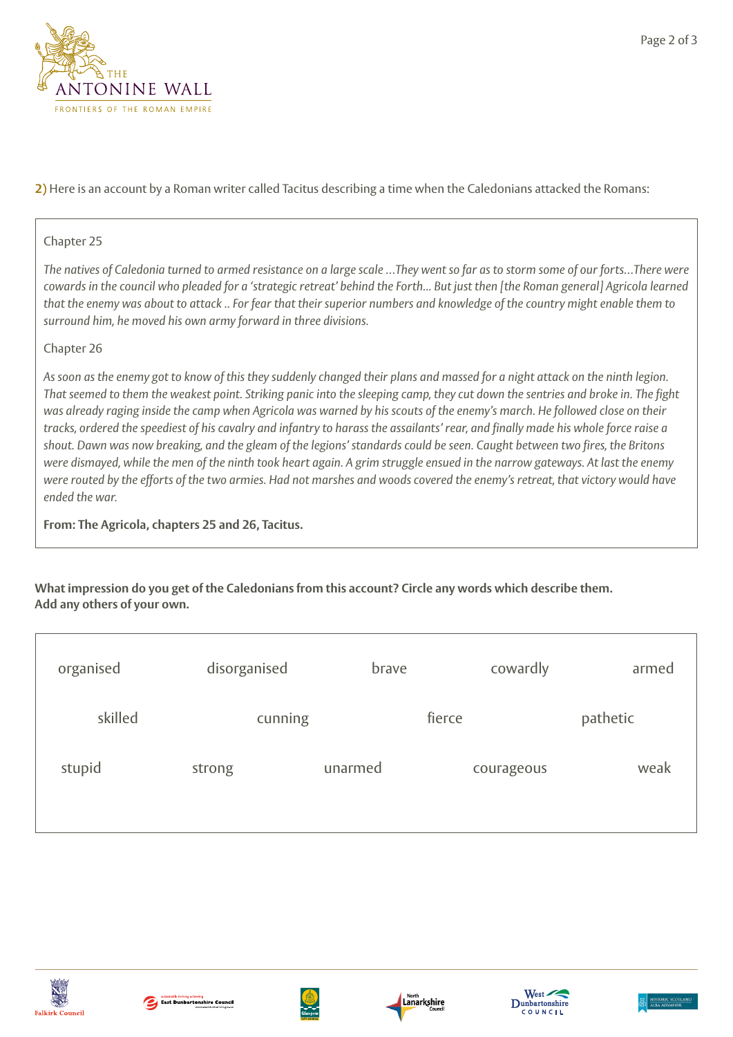**2)** Here is an account by a Roman writer called Tacitus describing a time when the Caledonians attacked the Romans:

> Chapter 25
>
> *The natives of Caledonia turned to armed resistance on a large scale ...They went so far as to storm some of our forts...There were cowards in the council who pleaded for a 'strategic retreat' behind the Forth... But just then [the Roman general] Agricola learned that the enemy was about to attack .. For fear that their superior numbers and knowledge of the country might enable them to surround him, he moved his own army forward in three divisions.*
>
> Chapter 26
>
> *As soon as the enemy got to know of this they suddenly changed their plans and massed for a night attack on the ninth legion. That seemed to them the weakest point. Striking panic into the sleeping camp, they cut down the sentries and broke in. The fight was already raging inside the camp when Agricola was warned by his scouts of the enemy's march. He followed close on their tracks, ordered the speediest of his cavalry and infantry to harass the assailants' rear, and finally made his whole force raise a shout. Dawn was now breaking, and the gleam of the legions' standards could be seen. Caught between two fires, the Britons were dismayed, while the men of the ninth took heart again. A grim struggle ensued in the narrow gateways. At last the enemy were routed by the efforts of the two armies. Had not marshes and woods covered the enemy's retreat, that victory would have ended the war.*
>
> **From: The Agricola, chapters 25 and 26, Tacitus.**

**What impression do you get of the Caledonians from this account? Circle any words which describe them. Add any others of your own.**

| | | | | |
|---|---|---|---|---|
| organised | disorganised | brave | cowardly | armed |
| skilled | cunning | fierce | pathetic | |
| stupid | strong | unarmed | courageous | weak |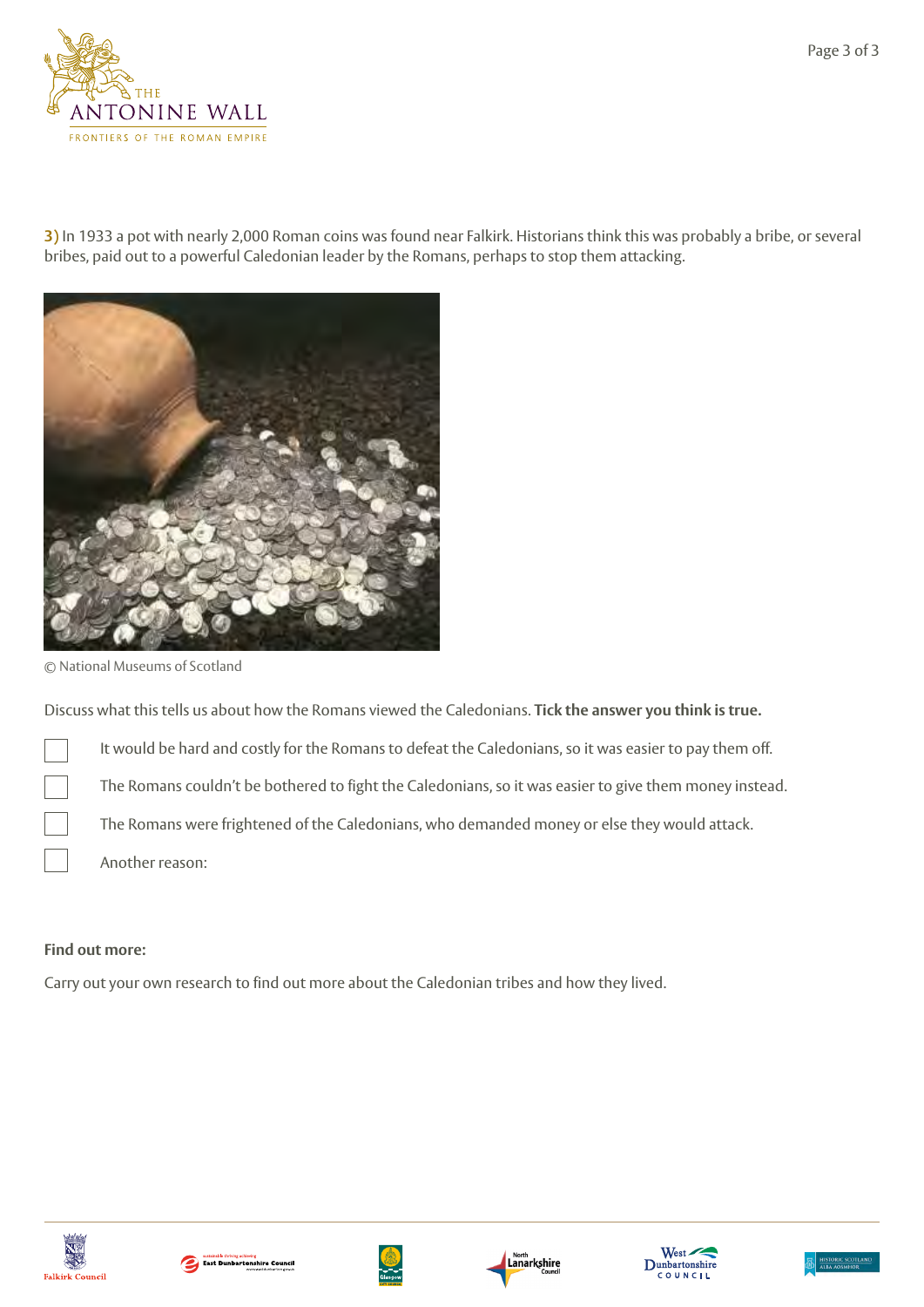**3)** In 1933 a pot with nearly 2,000 Roman coins was found near Falkirk. Historians think this was probably a bribe, or several bribes, paid out to a powerful Caledonian leader by the Romans, perhaps to stop them attacking.

© National Museums of Scotland

Discuss what this tells us about how the Romans viewed the Caledonians. **Tick the answer you think is true.**

- ☐ It would be hard and costly for the Romans to defeat the Caledonians, so it was easier to pay them off.
- ☐ The Romans couldn't be bothered to fight the Caledonians, so it was easier to give them money instead.
- ☐ The Romans were frightened of the Caledonians, who demanded money or else they would attack.
- ☐ Another reason:

**Find out more:**

Carry out your own research to find out more about the Caledonian tribes and how they lived.